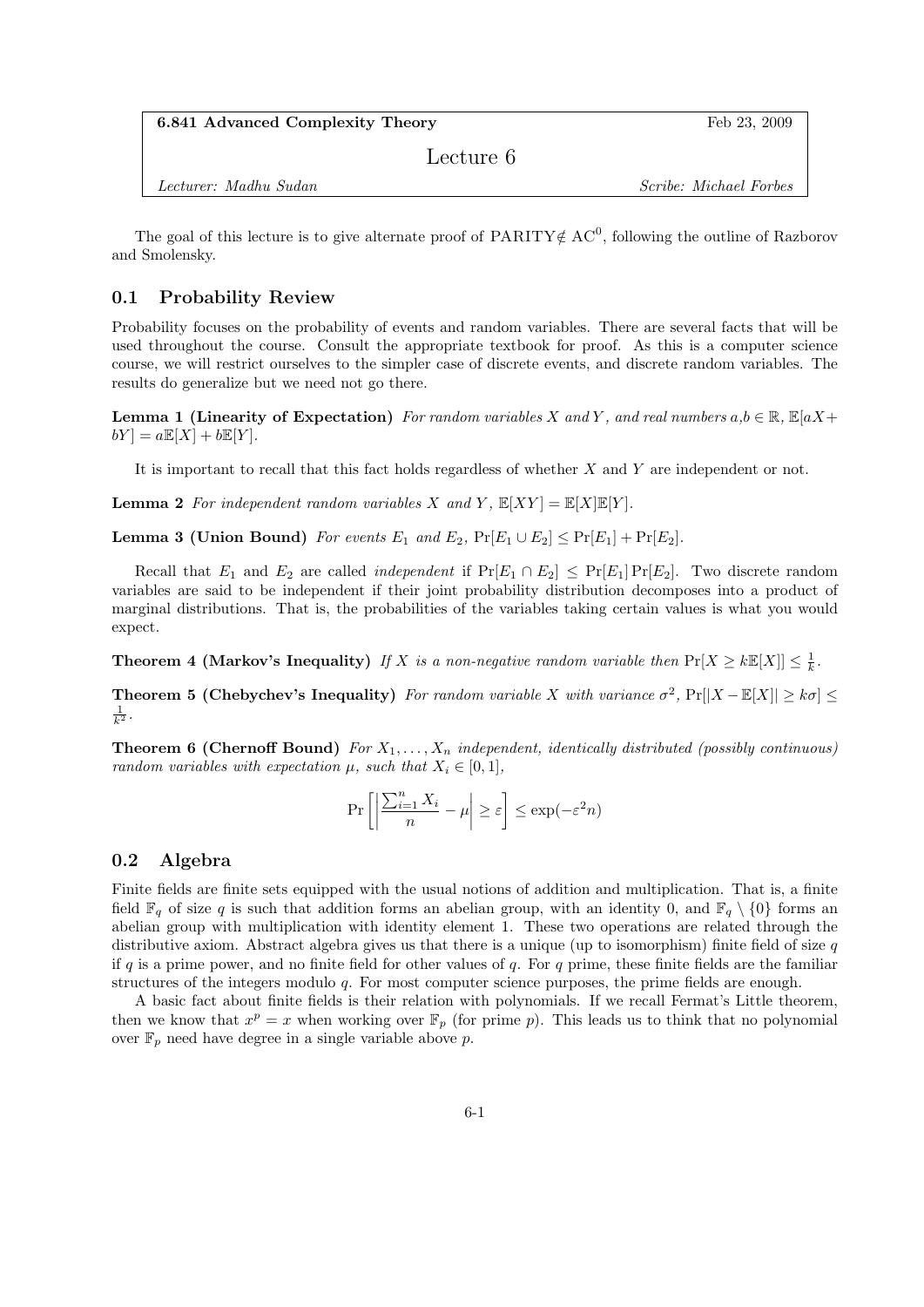**6.841 Advanced Complexity Theory** Feb 23, 2009

# Lecture 6

*Lecturer: Madhu Sudan* *Scribe: Michael Forbes*

The goal of this lecture is to give alternate proof of PARITY$\notin$ AC$^0$, following the outline of Razborov and Smolensky.

## 0.1 Probability Review

Probability focuses on the probability of events and random variables. There are several facts that will be used throughout the course. Consult the appropriate textbook for proof. As this is a computer science course, we will restrict ourselves to the simpler case of discrete events, and discrete random variables. The results do generalize but we need not go there.

**Lemma 1 (Linearity of Expectation)** *For random variables $X$ and $Y$, and real numbers $a,b \in \mathbb{R}$, $\mathbb{E}[aX+bY] = a\mathbb{E}[X] + b\mathbb{E}[Y]$.*

It is important to recall that this fact holds regardless of whether $X$ and $Y$ are independent or not.

**Lemma 2** *For independent random variables $X$ and $Y$, $\mathbb{E}[XY] = \mathbb{E}[X]\mathbb{E}[Y]$.*

**Lemma 3 (Union Bound)** *For events $E_1$ and $E_2$, $\Pr[E_1 \cup E_2] \leq \Pr[E_1] + \Pr[E_2]$.*

Recall that $E_1$ and $E_2$ are called *independent* if $\Pr[E_1 \cap E_2] \leq \Pr[E_1]\Pr[E_2]$. Two discrete random variables are said to be independent if their joint probability distribution decomposes into a product of marginal distributions. That is, the probabilities of the variables taking certain values is what you would expect.

**Theorem 4 (Markov's Inequality)** *If $X$ is a non-negative random variable then $\Pr[X \geq k\mathbb{E}[X]] \leq \frac{1}{k}$.*

**Theorem 5 (Chebychev's Inequality)** *For random variable $X$ with variance $\sigma^2$, $\Pr[|X - \mathbb{E}[X]| \geq k\sigma] \leq \frac{1}{k^2}$.*

**Theorem 6 (Chernoff Bound)** *For $X_1, \ldots, X_n$ independent, identically distributed (possibly continuous) random variables with expectation $\mu$, such that $X_i \in [0,1]$,*

$$\Pr\left[\left|\frac{\sum_{i=1}^n X_i}{n} - \mu\right| \geq \varepsilon\right] \leq \exp(-\varepsilon^2 n)$$

## 0.2 Algebra

Finite fields are finite sets equipped with the usual notions of addition and multiplication. That is, a finite field $\mathbb{F}_q$ of size $q$ is such that addition forms an abelian group, with an identity 0, and $\mathbb{F}_q \setminus \{0\}$ forms an abelian group with multiplication with identity element 1. These two operations are related through the distributive axiom. Abstract algebra gives us that there is a unique (up to isomorphism) finite field of size $q$ if $q$ is a prime power, and no finite field for other values of $q$. For $q$ prime, these finite fields are the familiar structures of the integers modulo $q$. For most computer science purposes, the prime fields are enough.

A basic fact about finite fields is their relation with polynomials. If we recall Fermat's Little theorem, then we know that $x^p = x$ when working over $\mathbb{F}_p$ (for prime $p$). This leads us to think that no polynomial over $\mathbb{F}_p$ need have degree in a single variable above $p$.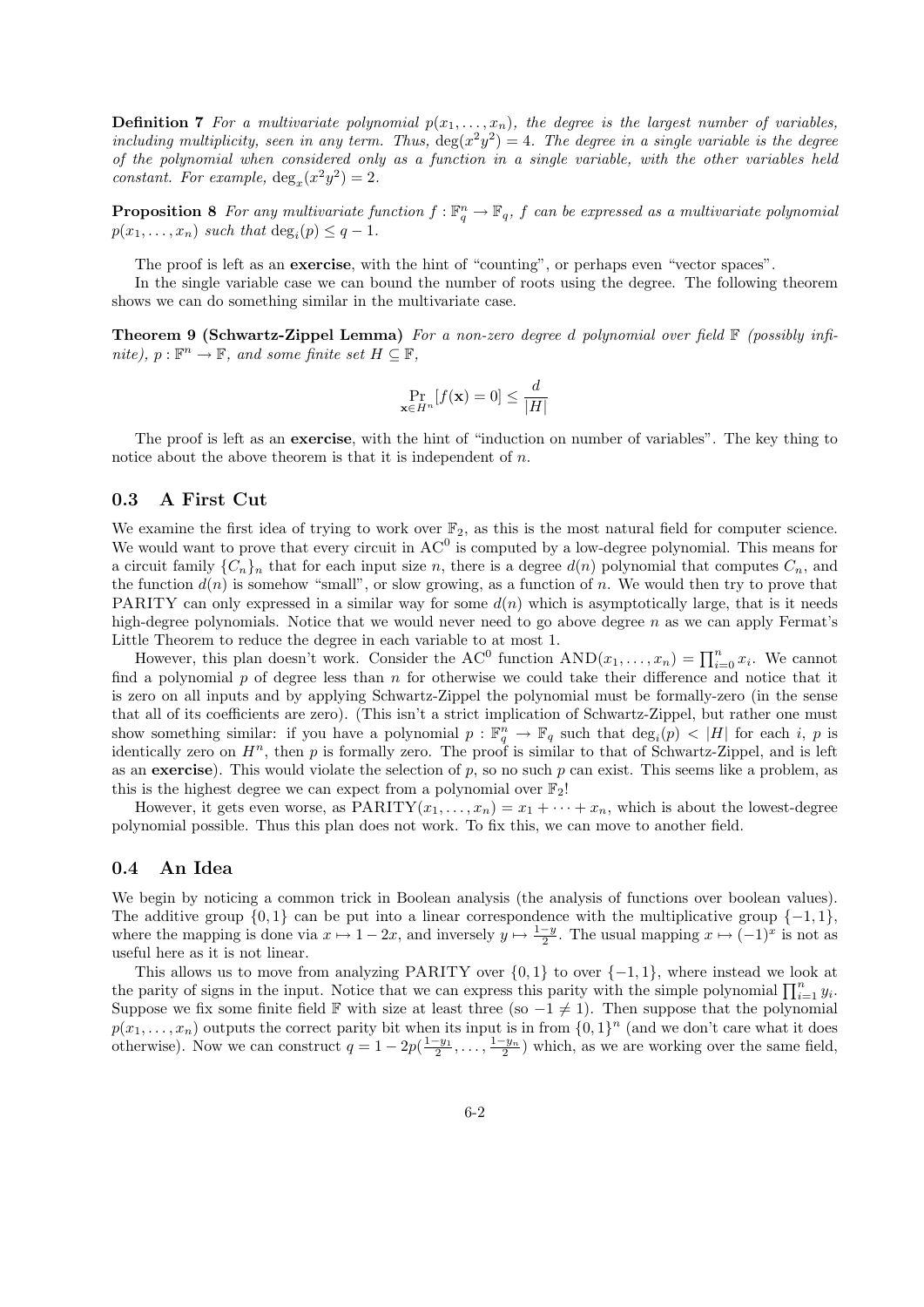**Definition 7** *For a multivariate polynomial $p(x_1, \ldots, x_n)$, the degree is the largest number of variables, including multiplicity, seen in any term. Thus, $\deg(x^2y^2) = 4$. The degree in a single variable is the degree of the polynomial when considered only as a function in a single variable, with the other variables held constant. For example, $\deg_x(x^2y^2) = 2$.*

**Proposition 8** *For any multivariate function $f : \mathbb{F}_q^n \to \mathbb{F}_q$, $f$ can be expressed as a multivariate polynomial $p(x_1, \ldots, x_n)$ such that $\deg_i(p) \leq q - 1$.*

The proof is left as an **exercise**, with the hint of "counting", or perhaps even "vector spaces".

In the single variable case we can bound the number of roots using the degree. The following theorem shows we can do something similar in the multivariate case.

**Theorem 9 (Schwartz-Zippel Lemma)** *For a non-zero degree $d$ polynomial over field $\mathbb{F}$ (possibly infinite), $p : \mathbb{F}^n \to \mathbb{F}$, and some finite set $H \subseteq \mathbb{F}$,*

$$\Pr_{\mathbf{x} \in H^n}[f(\mathbf{x}) = 0] \leq \frac{d}{|H|}$$

The proof is left as an **exercise**, with the hint of "induction on number of variables". The key thing to notice about the above theorem is that it is independent of $n$.

## 0.3 A First Cut

We examine the first idea of trying to work over $\mathbb{F}_2$, as this is the most natural field for computer science. We would want to prove that every circuit in $\mathrm{AC}^0$ is computed by a low-degree polynomial. This means for a circuit family $\{C_n\}_n$ that for each input size $n$, there is a degree $d(n)$ polynomial that computes $C_n$, and the function $d(n)$ is somehow "small", or slow growing, as a function of $n$. We would then try to prove that PARITY can only expressed in a similar way for some $d(n)$ which is asymptotically large, that is it needs high-degree polynomials. Notice that we would never need to go above degree $n$ as we can apply Fermat's Little Theorem to reduce the degree in each variable to at most 1.

However, this plan doesn't work. Consider the $\mathrm{AC}^0$ function $\mathrm{AND}(x_1, \ldots, x_n) = \prod_{i=0}^n x_i$. We cannot find a polynomial $p$ of degree less than $n$ for otherwise we could take their difference and notice that it is zero on all inputs and by applying Schwartz-Zippel the polynomial must be formally-zero (in the sense that all of its coefficients are zero). (This isn't a strict implication of Schwartz-Zippel, but rather one must show something similar: if you have a polynomial $p : \mathbb{F}_q^n \to \mathbb{F}_q$ such that $\deg_i(p) < |H|$ for each $i$, $p$ is identically zero on $H^n$, then $p$ is formally zero. The proof is similar to that of Schwartz-Zippel, and is left as an **exercise**). This would violate the selection of $p$, so no such $p$ can exist. This seems like a problem, as this is the highest degree we can expect from a polynomial over $\mathbb{F}_2$!

However, it gets even worse, as $\mathrm{PARITY}(x_1, \ldots, x_n) = x_1 + \cdots + x_n$, which is about the lowest-degree polynomial possible. Thus this plan does not work. To fix this, we can move to another field.

## 0.4 An Idea

We begin by noticing a common trick in Boolean analysis (the analysis of functions over boolean values). The additive group $\{0, 1\}$ can be put into a linear correspondence with the multiplicative group $\{-1, 1\}$, where the mapping is done via $x \mapsto 1 - 2x$, and inversely $y \mapsto \frac{1-y}{2}$. The usual mapping $x \mapsto (-1)^x$ is not as useful here as it is not linear.

This allows us to move from analyzing PARITY over $\{0, 1\}$ to over $\{-1, 1\}$, where instead we look at the parity of signs in the input. Notice that we can express this parity with the simple polynomial $\prod_{i=1}^n y_i$. Suppose we fix some finite field $\mathbb{F}$ with size at least three (so $-1 \neq 1$). Then suppose that the polynomial $p(x_1, \ldots, x_n)$ outputs the correct parity bit when its input is in from $\{0, 1\}^n$ (and we don't care what it does otherwise). Now we can construct $q = 1 - 2p(\frac{1-y_1}{2}, \ldots, \frac{1-y_n}{2})$ which, as we are working over the same field,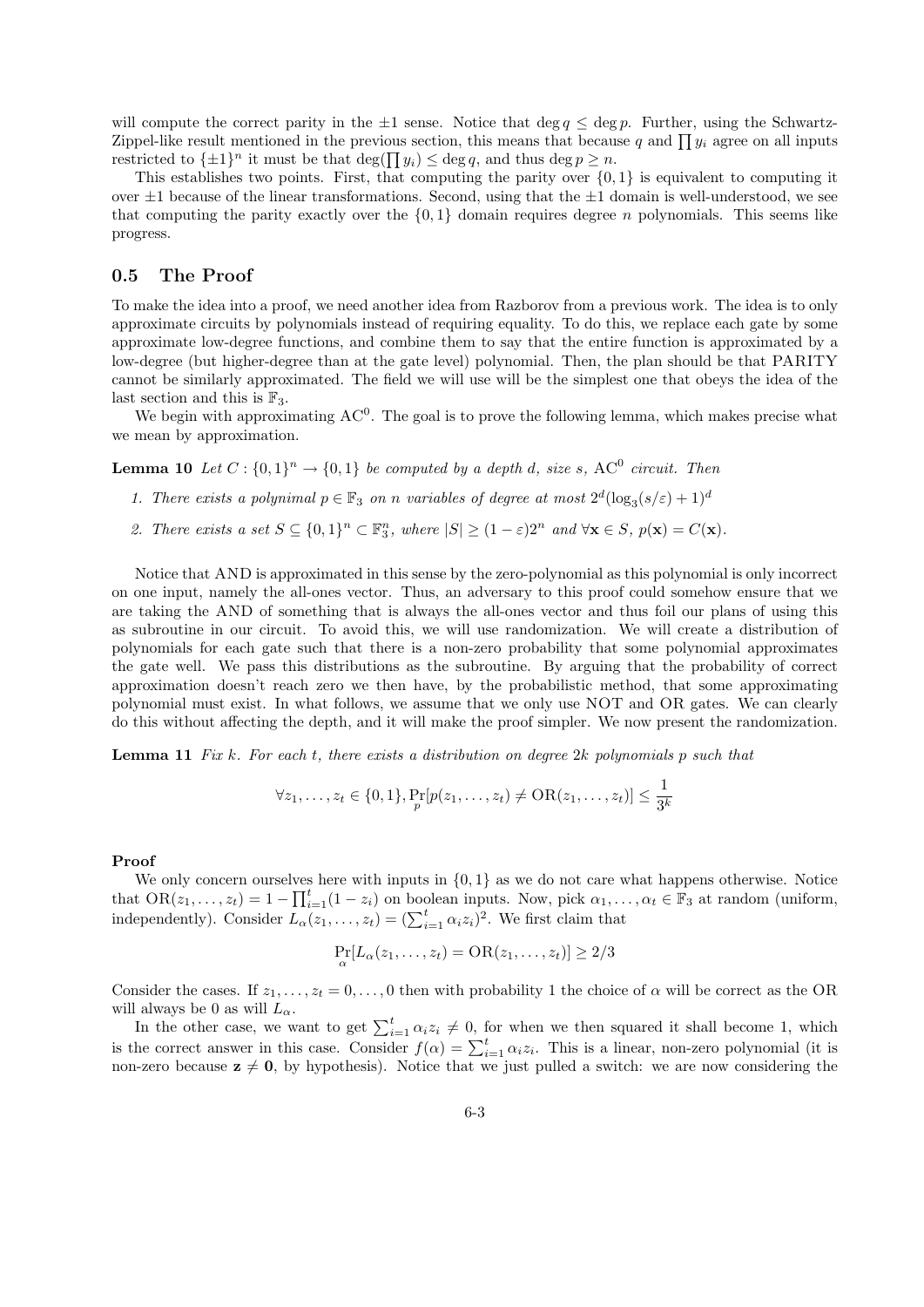will compute the correct parity in the $\pm1$ sense. Notice that $\deg q \leq \deg p$. Further, using the Schwartz-Zippel-like result mentioned in the previous section, this means that because $q$ and $\prod y_i$ agree on all inputs restricted to $\{\pm1\}^n$ it must be that $\deg(\prod y_i) \leq \deg q$, and thus $\deg p \geq n$.

This establishes two points. First, that computing the parity over $\{0,1\}$ is equivalent to computing it over $\pm1$ because of the linear transformations. Second, using that the $\pm1$ domain is well-understood, we see that computing the parity exactly over the $\{0,1\}$ domain requires degree $n$ polynomials. This seems like progress.

## 0.5 The Proof

To make the idea into a proof, we need another idea from Razborov from a previous work. The idea is to only approximate circuits by polynomials instead of requiring equality. To do this, we replace each gate by some approximate low-degree functions, and combine them to say that the entire function is approximated by a low-degree (but higher-degree than at the gate level) polynomial. Then, the plan should be that PARITY cannot be similarly approximated. The field we will use will be the simplest one that obeys the idea of the last section and this is $\mathbb{F}_3$.

We begin with approximating $\mathrm{AC}^0$. The goal is to prove the following lemma, which makes precise what we mean by approximation.

**Lemma 10** *Let $C : \{0,1\}^n \to \{0,1\}$ be computed by a depth $d$, size $s$, $\mathrm{AC}^0$ circuit. Then*

1. *There exists a polynimal $p \in \mathbb{F}_3$ on $n$ variables of degree at most $2^d(\log_3(s/\varepsilon) + 1)^d$*
2. *There exists a set $S \subseteq \{0,1\}^n \subset \mathbb{F}_3^n$, where $|S| \geq (1-\varepsilon)2^n$ and $\forall \mathbf{x} \in S$, $p(\mathbf{x}) = C(\mathbf{x})$.*

Notice that AND is approximated in this sense by the zero-polynomial as this polynomial is only incorrect on one input, namely the all-ones vector. Thus, an adversary to this proof could somehow ensure that we are taking the AND of something that is always the all-ones vector and thus foil our plans of using this as subroutine in our circuit. To avoid this, we will use randomization. We will create a distribution of polynomials for each gate such that there is a non-zero probability that some polynomial approximates the gate well. We pass this distributions as the subroutine. By arguing that the probability of correct approximation doesn't reach zero we then have, by the probabilistic method, that some approximating polynomial must exist. In what follows, we assume that we only use NOT and OR gates. We can clearly do this without affecting the depth, and it will make the proof simpler. We now present the randomization.

**Lemma 11** *Fix $k$. For each $t$, there exists a distribution on degree $2k$ polynomials $p$ such that*

$$\forall z_1, \ldots, z_t \in \{0,1\}, \Pr_p[p(z_1, \ldots, z_t) \neq \mathrm{OR}(z_1, \ldots, z_t)] \leq \frac{1}{3^k}$$

**Proof**

We only concern ourselves here with inputs in $\{0,1\}$ as we do not care what happens otherwise. Notice that $\mathrm{OR}(z_1, \ldots, z_t) = 1 - \prod_{i=1}^t (1 - z_i)$ on boolean inputs. Now, pick $\alpha_1, \ldots, \alpha_t \in \mathbb{F}_3$ at random (uniform, independently). Consider $L_\alpha(z_1, \ldots, z_t) = (\sum_{i=1}^t \alpha_i z_i)^2$. We first claim that

$$\Pr_\alpha[L_\alpha(z_1, \ldots, z_t) = \mathrm{OR}(z_1, \ldots, z_t)] \geq 2/3$$

Consider the cases. If $z_1, \ldots, z_t = 0, \ldots, 0$ then with probability 1 the choice of $\alpha$ will be correct as the OR will always be 0 as will $L_\alpha$.

In the other case, we want to get $\sum_{i=1}^t \alpha_i z_i \neq 0$, for when we then squared it shall become 1, which is the correct answer in this case. Consider $f(\alpha) = \sum_{i=1}^t \alpha_i z_i$. This is a linear, non-zero polynomial (it is non-zero because $\mathbf{z} \neq \mathbf{0}$, by hypothesis). Notice that we just pulled a switch: we are now considering the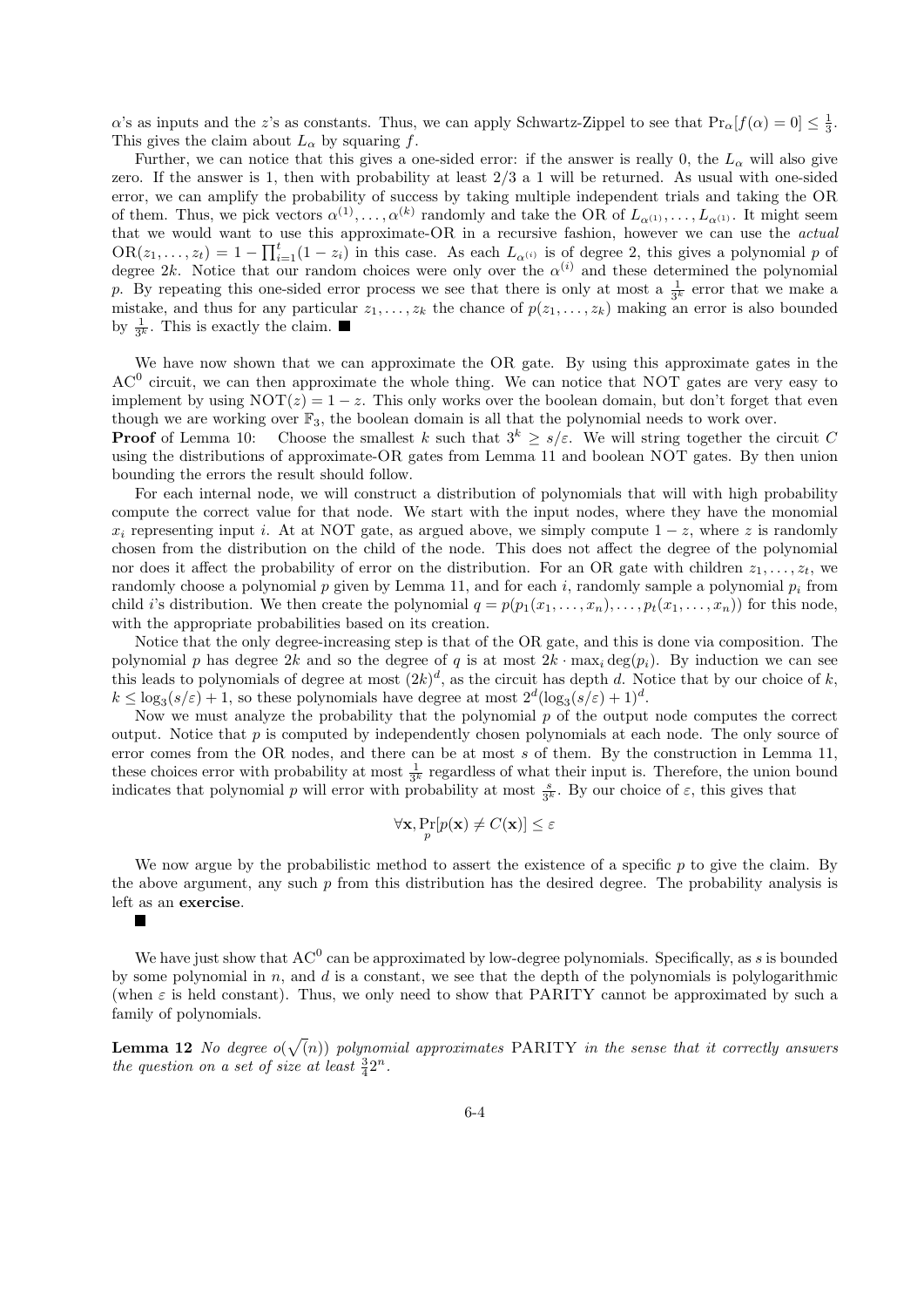$\alpha$'s as inputs and the $z$'s as constants. Thus, we can apply Schwartz-Zippel to see that $\Pr_\alpha[f(\alpha) = 0] \leq \frac{1}{3}$. This gives the claim about $L_\alpha$ by squaring $f$.

Further, we can notice that this gives a one-sided error: if the answer is really 0, the $L_\alpha$ will also give zero. If the answer is 1, then with probability at least 2/3 a 1 will be returned. As usual with one-sided error, we can amplify the probability of success by taking multiple independent trials and taking the OR of them. Thus, we pick vectors $\alpha^{(1)}, \ldots, \alpha^{(k)}$ randomly and take the OR of $L_{\alpha^{(1)}}, \ldots, L_{\alpha^{(1)}}$. It might seem that we would want to use this approximate-OR in a recursive fashion, however we can use the *actual* $\mathrm{OR}(z_1, \ldots, z_t) = 1 - \prod_{i=1}^{t}(1 - z_i)$ in this case. As each $L_{\alpha^{(i)}}$ is of degree 2, this gives a polynomial $p$ of degree $2k$. Notice that our random choices were only over the $\alpha^{(i)}$ and these determined the polynomial $p$. By repeating this one-sided error process we see that there is only at most a $\frac{1}{3^k}$ error that we make a mistake, and thus for any particular $z_1, \ldots, z_k$ the chance of $p(z_1, \ldots, z_k)$ making an error is also bounded by $\frac{1}{3^k}$. This is exactly the claim. ■

We have now shown that we can approximate the OR gate. By using this approximate gates in the $\mathrm{AC}^0$ circuit, we can then approximate the whole thing. We can notice that NOT gates are very easy to implement by using $\mathrm{NOT}(z) = 1 - z$. This only works over the boolean domain, but don't forget that even though we are working over $\mathbb{F}_3$, the boolean domain is all that the polynomial needs to work over.

**Proof** of Lemma 10: Choose the smallest $k$ such that $3^k \geq s/\varepsilon$. We will string together the circuit $C$ using the distributions of approximate-OR gates from Lemma 11 and boolean NOT gates. By then union bounding the errors the result should follow.

For each internal node, we will construct a distribution of polynomials that will with high probability compute the correct value for that node. We start with the input nodes, where they have the monomial $x_i$ representing input $i$. At at NOT gate, as argued above, we simply compute $1 - z$, where $z$ is randomly chosen from the distribution on the child of the node. This does not affect the degree of the polynomial nor does it affect the probability of error on the distribution. For an OR gate with children $z_1, \ldots, z_t$, we randomly choose a polynomial $p$ given by Lemma 11, and for each $i$, randomly sample a polynomial $p_i$ from child $i$'s distribution. We then create the polynomial $q = p(p_1(x_1, \ldots, x_n), \ldots, p_t(x_1, \ldots, x_n))$ for this node, with the appropriate probabilities based on its creation.

Notice that the only degree-increasing step is that of the OR gate, and this is done via composition. The polynomial $p$ has degree $2k$ and so the degree of $q$ is at most $2k \cdot \max_i \deg(p_i)$. By induction we can see this leads to polynomials of degree at most $(2k)^d$, as the circuit has depth $d$. Notice that by our choice of $k$, $k \leq \log_3(s/\varepsilon) + 1$, so these polynomials have degree at most $2^d(\log_3(s/\varepsilon) + 1)^d$.

Now we must analyze the probability that the polynomial $p$ of the output node computes the correct output. Notice that $p$ is computed by independently chosen polynomials at each node. The only source of error comes from the OR nodes, and there can be at most $s$ of them. By the construction in Lemma 11, these choices error with probability at most $\frac{1}{3^k}$ regardless of what their input is. Therefore, the union bound indicates that polynomial $p$ will error with probability at most $\frac{s}{3^k}$. By our choice of $\varepsilon$, this gives that

$$\forall \mathbf{x}, \Pr_p[p(\mathbf{x}) \neq C(\mathbf{x})] \leq \varepsilon$$

We now argue by the probabilistic method to assert the existence of a specific $p$ to give the claim. By the above argument, any such $p$ from this distribution has the desired degree. The probability analysis is left as an **exercise**.

■

We have just show that $\mathrm{AC}^0$ can be approximated by low-degree polynomials. Specifically, as $s$ is bounded by some polynomial in $n$, and $d$ is a constant, we see that the depth of the polynomials is polylogarithmic (when $\varepsilon$ is held constant). Thus, we only need to show that PARITY cannot be approximated by such a family of polynomials.

**Lemma 12** *No degree $o(\sqrt(n))$ polynomial approximates* PARITY *in the sense that it correctly answers the question on a set of size at least $\frac{3}{4}2^n$.*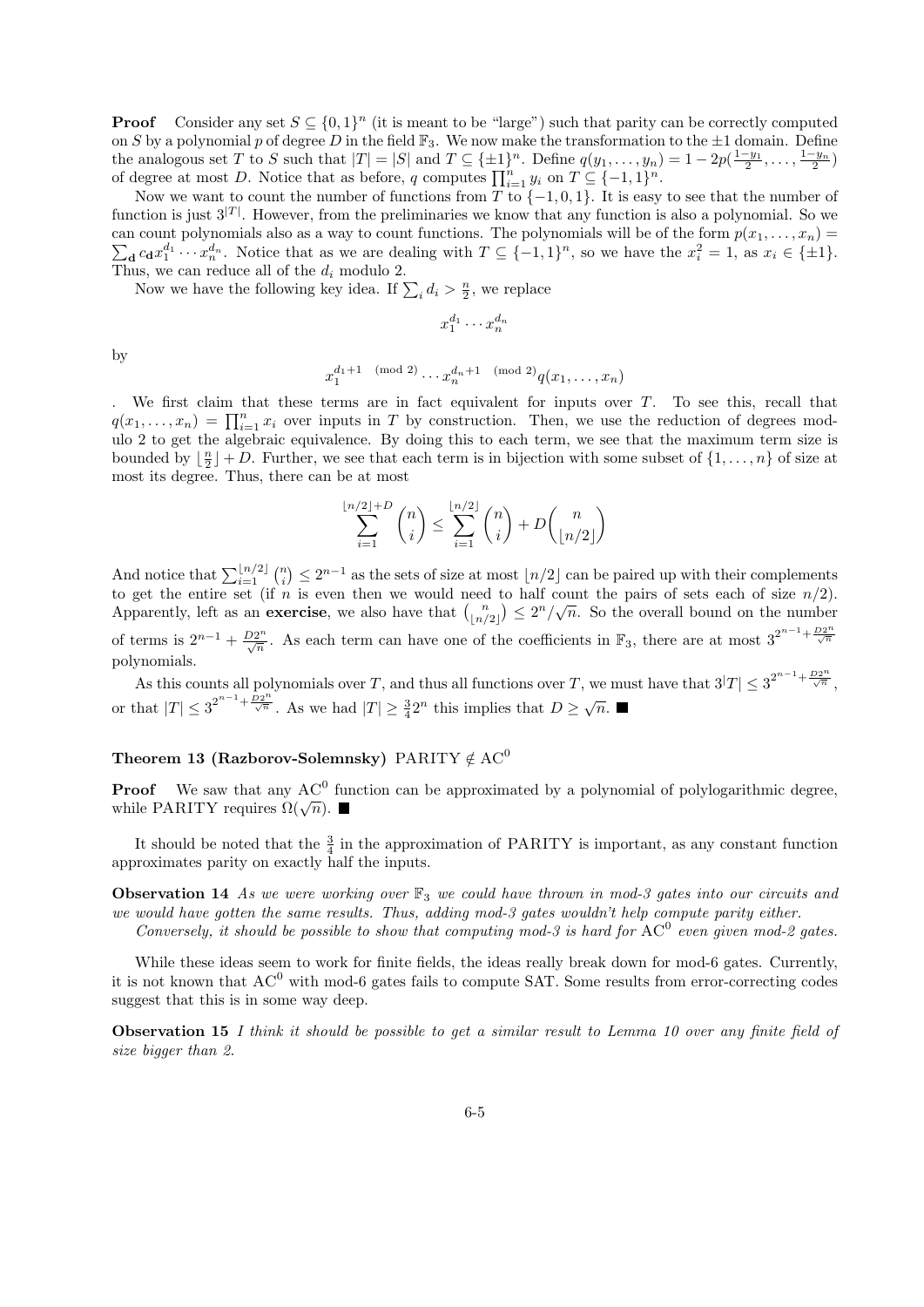**Proof** Consider any set $S \subseteq \{0,1\}^n$ (it is meant to be "large") such that parity can be correctly computed on $S$ by a polynomial $p$ of degree $D$ in the field $\mathbb{F}_3$. We now make the transformation to the $\pm 1$ domain. Define the analogous set $T$ to $S$ such that $|T| = |S|$ and $T \subseteq \{\pm 1\}^n$. Define $q(y_1, \ldots, y_n) = 1 - 2p(\frac{1-y_1}{2}, \ldots, \frac{1-y_n}{2})$ of degree at most $D$. Notice that as before, $q$ computes $\prod_{i=1}^n y_i$ on $T \subseteq \{-1,1\}^n$.

Now we want to count the number of functions from $T$ to $\{-1, 0, 1\}$. It is easy to see that the number of function is just $3^{|T|}$. However, from the preliminaries we know that any function is also a polynomial. So we can count polynomials also as a way to count functions. The polynomials will be of the form $p(x_1, \ldots, x_n) = \sum_{\mathbf{d}} c_{\mathbf{d}} x_1^{d_1} \cdots x_n^{d_n}$. Notice that as we are dealing with $T \subseteq \{-1,1\}^n$, so we have the $x_i^2 = 1$, as $x_i \in \{\pm 1\}$. Thus, we can reduce all of the $d_i$ modulo 2.

Now we have the following key idea. If $\sum_i d_i > \frac{n}{2}$, we replace

$$x_1^{d_1} \cdots x_n^{d_n}$$

by

$$x_1^{d_1+1 \pmod 2} \cdots x_n^{d_n+1 \pmod 2} q(x_1, \ldots, x_n)$$

. We first claim that these terms are in fact equivalent for inputs over $T$. To see this, recall that $q(x_1, \ldots, x_n) = \prod_{i=1}^n x_i$ over inputs in $T$ by construction. Then, we use the reduction of degrees modulo 2 to get the algebraic equivalence. By doing this to each term, we see that the maximum term size is bounded by $\lfloor \frac{n}{2} \rfloor + D$. Further, we see that each term is in bijection with some subset of $\{1, \ldots, n\}$ of size at most its degree. Thus, there can be at most

$$\sum_{i=1}^{\lfloor n/2 \rfloor + D} \binom{n}{i} \leq \sum_{i=1}^{\lfloor n/2 \rfloor} \binom{n}{i} + D \binom{n}{\lfloor n/2 \rfloor}$$

And notice that $\sum_{i=1}^{\lfloor n/2 \rfloor} \binom{n}{i} \leq 2^{n-1}$ as the sets of size at most $\lfloor n/2 \rfloor$ can be paired up with their complements to get the entire set (if $n$ is even then we would need to half count the pairs of sets each of size $n/2$). Apparently, left as an **exercise**, we also have that $\binom{n}{\lfloor n/2 \rfloor} \leq 2^n/\sqrt{n}$. So the overall bound on the number of terms is $2^{n-1} + \frac{D2^n}{\sqrt{n}}$. As each term can have one of the coefficients in $\mathbb{F}_3$, there are at most $3^{2^{n-1} + \frac{D2^n}{\sqrt{n}}}$ polynomials.

As this counts all polynomials over $T$, and thus all functions over $T$, we must have that $3^{|T|} \leq 3^{2^{n-1} + \frac{D2^n}{\sqrt{n}}}$, or that $|T| \leq 3^{2^{n-1} + \frac{D2^n}{\sqrt{n}}}$. As we had $|T| \geq \frac{3}{4} 2^n$ this implies that $D \geq \sqrt{n}$. ■

**Theorem 13 (Razborov-Solemnsky)** PARITY $\notin \mathrm{AC}^0$

**Proof** We saw that any $\mathrm{AC}^0$ function can be approximated by a polynomial of polylogarithmic degree, while PARITY requires $\Omega(\sqrt{n})$. ■

It should be noted that the $\frac{3}{4}$ in the approximation of PARITY is important, as any constant function approximates parity on exactly half the inputs.

**Observation 14** *As we were working over $\mathbb{F}_3$ we could have thrown in mod-3 gates into our circuits and we would have gotten the same results. Thus, adding mod-3 gates wouldn't help compute parity either.*

*Conversely, it should be possible to show that computing mod-3 is hard for $\mathrm{AC}^0$ even given mod-2 gates.*

While these ideas seem to work for finite fields, the ideas really break down for mod-6 gates. Currently, it is not known that $\mathrm{AC}^0$ with mod-6 gates fails to compute SAT. Some results from error-correcting codes suggest that this is in some way deep.

**Observation 15** *I think it should be possible to get a similar result to Lemma 10 over any finite field of size bigger than 2.*